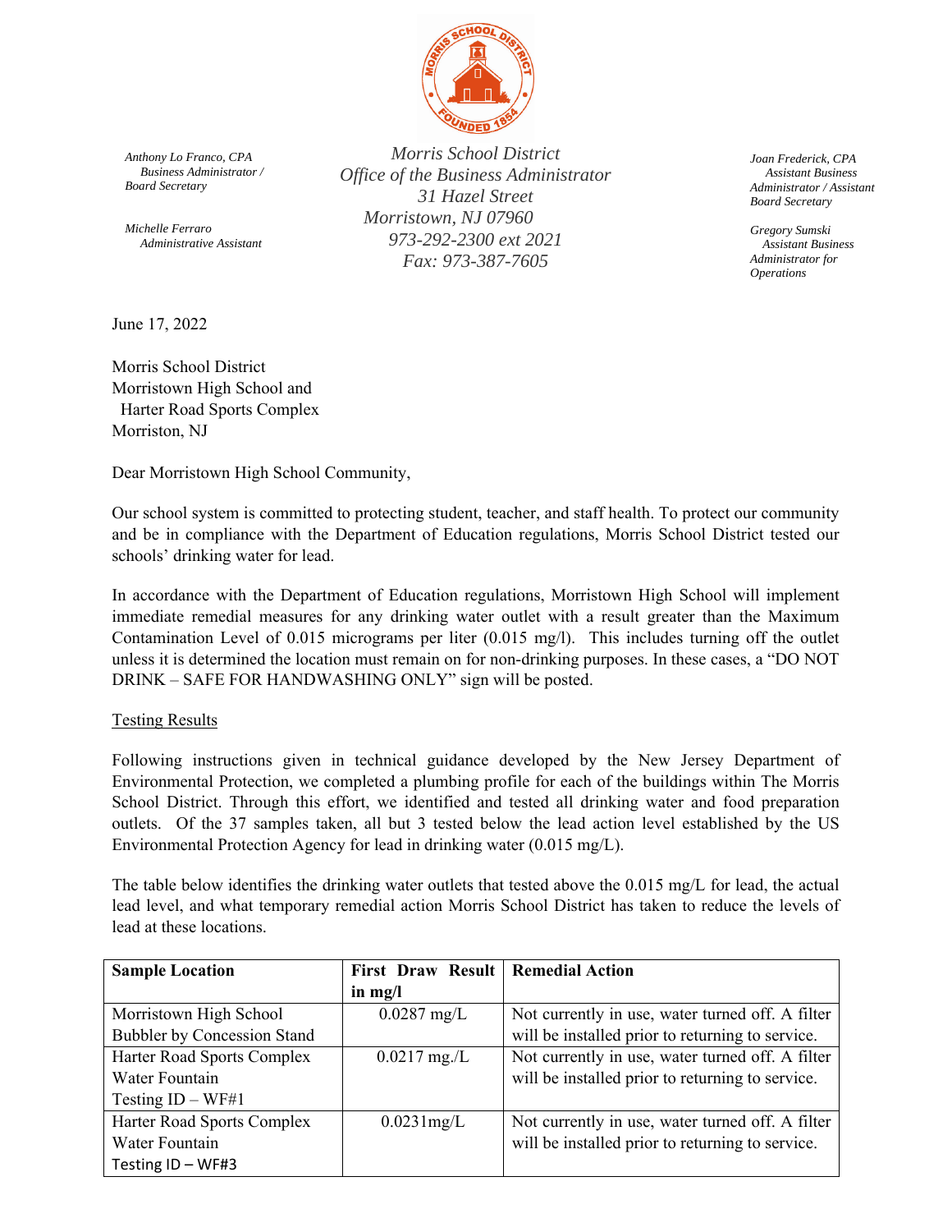*Anthony Lo Franco, CPA*
*Business Administrator /*
*Board Secretary*

*Michelle Ferraro*
*Administrative Assistant*

*Morris School District*
*Office of the Business Administrator*
*31 Hazel Street*
*Morristown, NJ 07960*
*973-292-2300 ext 2021*
*Fax: 973-387-7605*

*Joan Frederick, CPA*
*Assistant Business Administrator / Assistant Board Secretary*

*Gregory Sumski*
*Assistant Business Administrator for Operations*

June 17, 2022

Morris School District
Morristown High School and
Harter Road Sports Complex
Morriston, NJ

Dear Morristown High School Community,

Our school system is committed to protecting student, teacher, and staff health. To protect our community and be in compliance with the Department of Education regulations, Morris School District tested our schools' drinking water for lead.

In accordance with the Department of Education regulations, Morristown High School will implement immediate remedial measures for any drinking water outlet with a result greater than the Maximum Contamination Level of 0.015 micrograms per liter (0.015 mg/l). This includes turning off the outlet unless it is determined the location must remain on for non-drinking purposes. In these cases, a "DO NOT DRINK – SAFE FOR HANDWASHING ONLY" sign will be posted.

Testing Results

Following instructions given in technical guidance developed by the New Jersey Department of Environmental Protection, we completed a plumbing profile for each of the buildings within The Morris School District. Through this effort, we identified and tested all drinking water and food preparation outlets. Of the 37 samples taken, all but 3 tested below the lead action level established by the US Environmental Protection Agency for lead in drinking water (0.015 mg/L).

The table below identifies the drinking water outlets that tested above the 0.015 mg/L for lead, the actual lead level, and what temporary remedial action Morris School District has taken to reduce the levels of lead at these locations.

| Sample Location | First Draw Result in mg/l | Remedial Action |
|---|---|---|
| Morristown High School Bubbler by Concession Stand | 0.0287 mg/L | Not currently in use, water turned off. A filter will be installed prior to returning to service. |
| Harter Road Sports Complex Water Fountain Testing ID – WF#1 | 0.0217 mg./L | Not currently in use, water turned off. A filter will be installed prior to returning to service. |
| Harter Road Sports Complex Water Fountain Testing ID – WF#3 | 0.0231mg/L | Not currently in use, water turned off. A filter will be installed prior to returning to service. |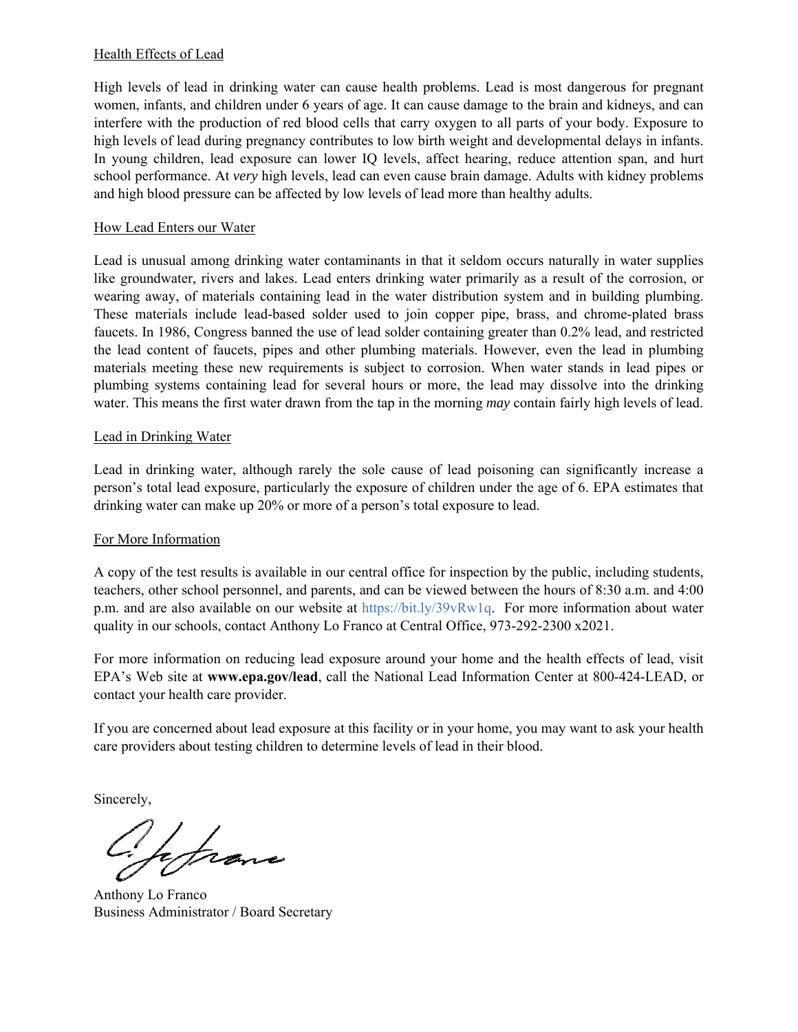<u>Health Effects of Lead</u>

High levels of lead in drinking water can cause health problems. Lead is most dangerous for pregnant women, infants, and children under 6 years of age. It can cause damage to the brain and kidneys, and can interfere with the production of red blood cells that carry oxygen to all parts of your body. Exposure to high levels of lead during pregnancy contributes to low birth weight and developmental delays in infants. In young children, lead exposure can lower IQ levels, affect hearing, reduce attention span, and hurt school performance. At *very* high levels, lead can even cause brain damage. Adults with kidney problems and high blood pressure can be affected by low levels of lead more than healthy adults.

<u>How Lead Enters our Water</u>

Lead is unusual among drinking water contaminants in that it seldom occurs naturally in water supplies like groundwater, rivers and lakes. Lead enters drinking water primarily as a result of the corrosion, or wearing away, of materials containing lead in the water distribution system and in building plumbing. These materials include lead-based solder used to join copper pipe, brass, and chrome-plated brass faucets. In 1986, Congress banned the use of lead solder containing greater than 0.2% lead, and restricted the lead content of faucets, pipes and other plumbing materials. However, even the lead in plumbing materials meeting these new requirements is subject to corrosion. When water stands in lead pipes or plumbing systems containing lead for several hours or more, the lead may dissolve into the drinking water. This means the first water drawn from the tap in the morning *may* contain fairly high levels of lead.

<u>Lead in Drinking Water</u>

Lead in drinking water, although rarely the sole cause of lead poisoning can significantly increase a person's total lead exposure, particularly the exposure of children under the age of 6. EPA estimates that drinking water can make up 20% or more of a person's total exposure to lead.

<u>For More Information</u>

A copy of the test results is available in our central office for inspection by the public, including students, teachers, other school personnel, and parents, and can be viewed between the hours of 8:30 a.m. and 4:00 p.m. and are also available on our website at https://bit.ly/39vRw1q. For more information about water quality in our schools, contact Anthony Lo Franco at Central Office, 973-292-2300 x2021.

For more information on reducing lead exposure around your home and the health effects of lead, visit EPA's Web site at **www.epa.gov/lead**, call the National Lead Information Center at 800-424-LEAD, or contact your health care provider.

If you are concerned about lead exposure at this facility or in your home, you may want to ask your health care providers about testing children to determine levels of lead in their blood.

Sincerely,

Anthony Lo Franco
Business Administrator / Board Secretary